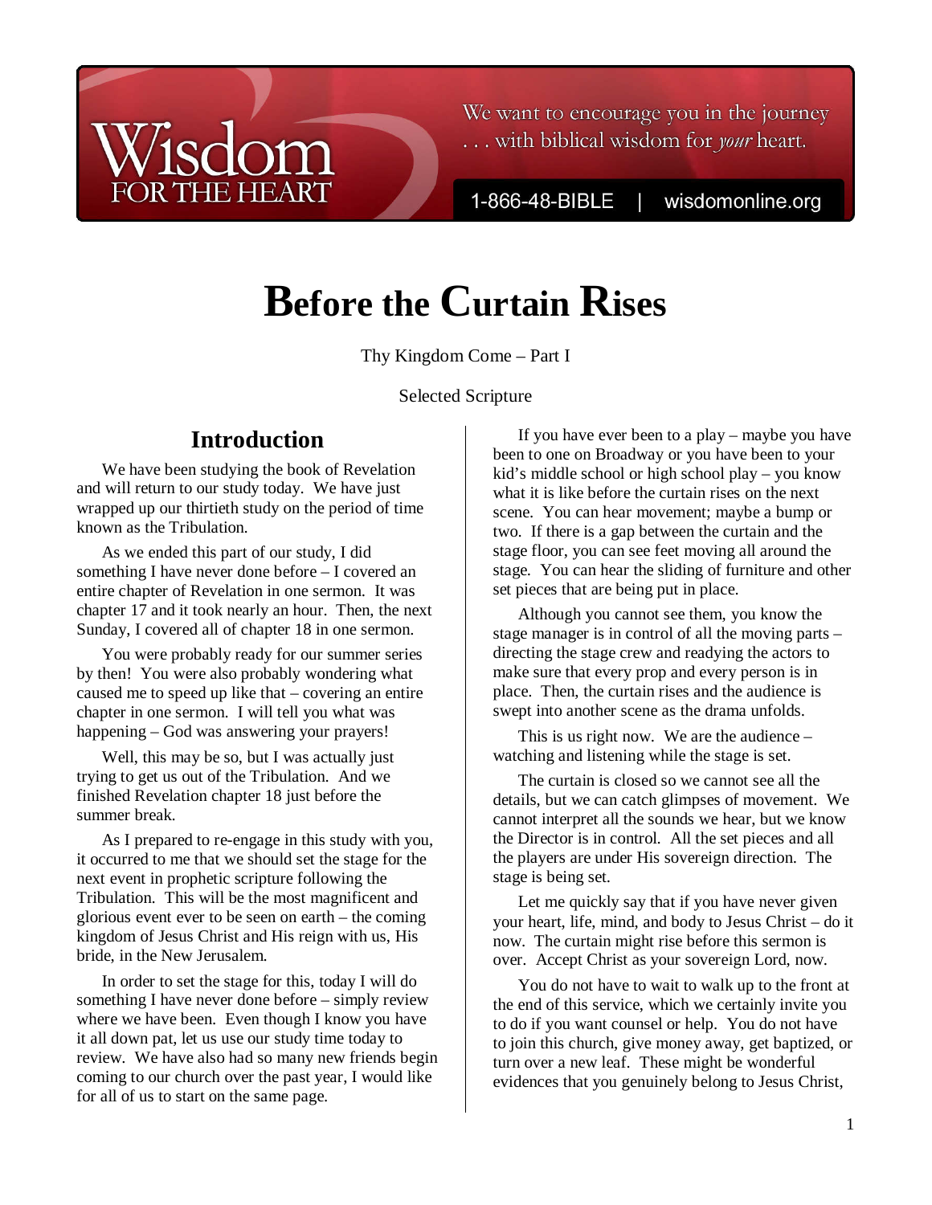# Before the Curtain Rises

Thy Kingdom Come – Part I

Selected Scripture

## Introduction

We have been studying the book of Revelation and will return to our study today. We have just wrapped up our thirtieth study on the period of time known as the Tribulation.

As we ended this part of our study, I did something I have never done before – I covered an entire chapter of Revelation in one sermon. It was chapter 17 and it took nearly an hour. Then, the next Sunday, I covered all of chapter 18 in one sermon.

You were probably ready for our summer series by then! You were also probably wondering what caused me to speed up like that – covering an entire chapter in one sermon. I will tell you what was happening – God was answering your prayers!

Well, this may be so, but I was actually just trying to get us out of the Tribulation. And we finished Revelation chapter 18 just before the summer break.

As I prepared to re-engage in this study with you, it occurred to me that we should set the stage for the next event in prophetic scripture following the Tribulation. This will be the most magnificent and glorious event ever to be seen on earth – the coming kingdom of Jesus Christ and His reign with us, His bride, in the New Jerusalem.

In order to set the stage for this, today I will do something I have never done before – simply review where we have been. Even though I know you have it all down pat, let us use our study time today to review. We have also had so many new friends begin coming to our church over the past year, I would like for all of us to start on the same page.

If you have ever been to a play – maybe you have been to one on Broadway or you have been to your kid's middle school or high school play – you know what it is like before the curtain rises on the next scene. You can hear movement; maybe a bump or two. If there is a gap between the curtain and the stage floor, you can see feet moving all around the stage. You can hear the sliding of furniture and other set pieces that are being put in place.

Although you cannot see them, you know the stage manager is in control of all the moving parts – directing the stage crew and readying the actors to make sure that every prop and every person is in place. Then, the curtain rises and the audience is swept into another scene as the drama unfolds.

This is us right now. We are the audience – watching and listening while the stage is set.

The curtain is closed so we cannot see all the details, but we can catch glimpses of movement. We cannot interpret all the sounds we hear, but we know the Director is in control. All the set pieces and all the players are under His sovereign direction. The stage is being set.

Let me quickly say that if you have never given your heart, life, mind, and body to Jesus Christ – do it now. The curtain might rise before this sermon is over. Accept Christ as your sovereign Lord, now.

You do not have to wait to walk up to the front at the end of this service, which we certainly invite you to do if you want counsel or help. You do not have to join this church, give money away, get baptized, or turn over a new leaf. These might be wonderful evidences that you genuinely belong to Jesus Christ,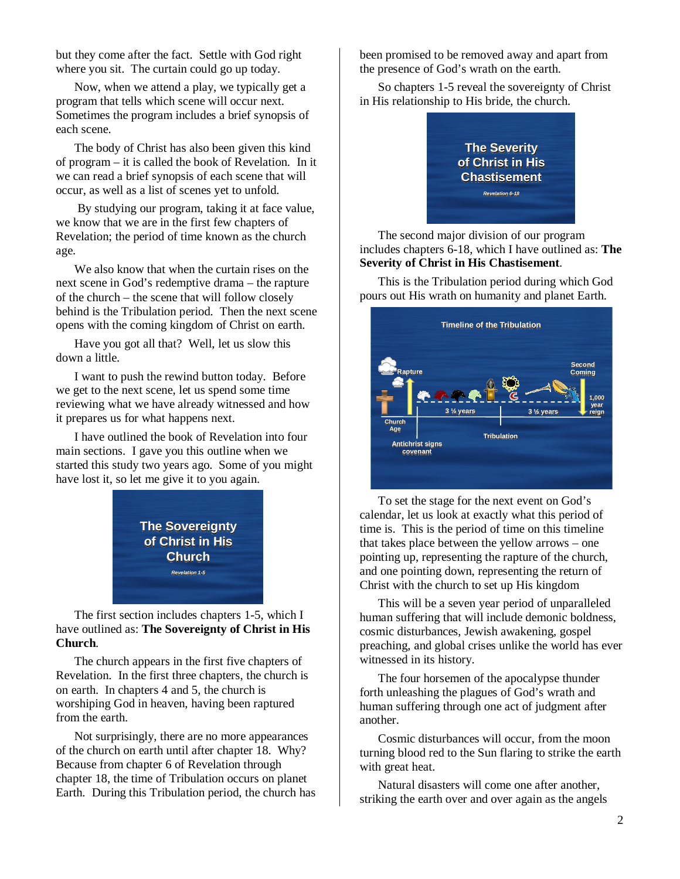but they come after the fact. Settle with God right where you sit. The curtain could go up today.

Now, when we attend a play, we typically get a program that tells which scene will occur next. Sometimes the program includes a brief synopsis of each scene.

The body of Christ has also been given this kind of program – it is called the book of Revelation. In it we can read a brief synopsis of each scene that will occur, as well as a list of scenes yet to unfold.

By studying our program, taking it at face value, we know that we are in the first few chapters of Revelation; the period of time known as the church age.

We also know that when the curtain rises on the next scene in God's redemptive drama – the rapture of the church – the scene that will follow closely behind is the Tribulation period. Then the next scene opens with the coming kingdom of Christ on earth.

Have you got all that? Well, let us slow this down a little.

I want to push the rewind button today. Before we get to the next scene, let us spend some time reviewing what we have already witnessed and how it prepares us for what happens next.

I have outlined the book of Revelation into four main sections. I gave you this outline when we started this study two years ago. Some of you might have lost it, so let me give it to you again.

**The Sovereignty of Christ in His Church**

*Revelation 1-5*

The first section includes chapters 1-5, which I have outlined as: **The Sovereignty of Christ in His Church**.

The church appears in the first five chapters of Revelation. In the first three chapters, the church is on earth. In chapters 4 and 5, the church is worshiping God in heaven, having been raptured from the earth.

Not surprisingly, there are no more appearances of the church on earth until after chapter 18. Why? Because from chapter 6 of Revelation through chapter 18, the time of Tribulation occurs on planet Earth. During this Tribulation period, the church has been promised to be removed away and apart from the presence of God's wrath on the earth.

So chapters 1-5 reveal the sovereignty of Christ in His relationship to His bride, the church.

**The Severity of Christ in His Chastisement**

*Revelation 6-18*

The second major division of our program includes chapters 6-18, which I have outlined as: **The Severity of Christ in His Chastisement**.

This is the Tribulation period during which God pours out His wrath on humanity and planet Earth.

**Timeline of the Tribulation**

Rapture — Church Age — Antichrist signs covenant — 3 ½ years — Tribulation — 3 ½ years — Second Coming — 1,000 year reign

To set the stage for the next event on God's calendar, let us look at exactly what this period of time is. This is the period of time on this timeline that takes place between the yellow arrows – one pointing up, representing the rapture of the church, and one pointing down, representing the return of Christ with the church to set up His kingdom

This will be a seven year period of unparalleled human suffering that will include demonic boldness, cosmic disturbances, Jewish awakening, gospel preaching, and global crises unlike the world has ever witnessed in its history.

The four horsemen of the apocalypse thunder forth unleashing the plagues of God's wrath and human suffering through one act of judgment after another.

Cosmic disturbances will occur, from the moon turning blood red to the Sun flaring to strike the earth with great heat.

Natural disasters will come one after another, striking the earth over and over again as the angels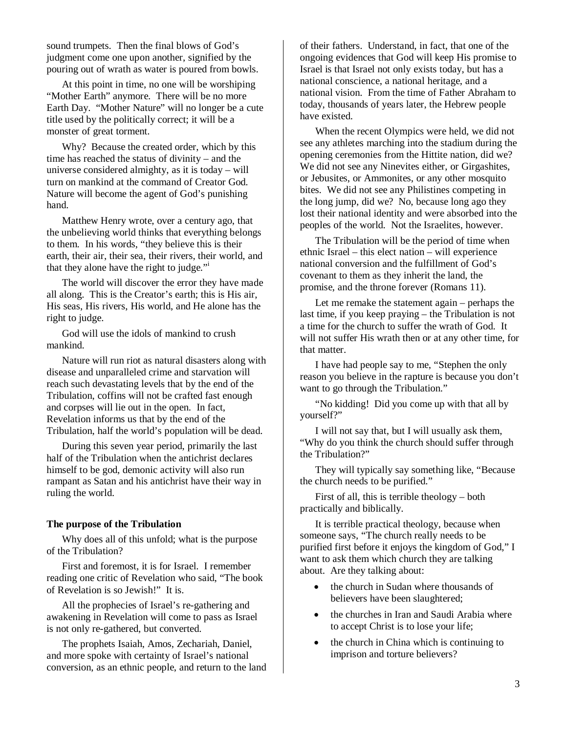sound trumpets. Then the final blows of God's judgment come one upon another, signified by the pouring out of wrath as water is poured from bowls.

At this point in time, no one will be worshiping "Mother Earth" anymore. There will be no more Earth Day. "Mother Nature" will no longer be a cute title used by the politically correct; it will be a monster of great torment.

Why? Because the created order, which by this time has reached the status of divinity – and the universe considered almighty, as it is today – will turn on mankind at the command of Creator God. Nature will become the agent of God's punishing hand.

Matthew Henry wrote, over a century ago, that the unbelieving world thinks that everything belongs to them. In his words, "they believe this is their earth, their air, their sea, their rivers, their world, and that they alone have the right to judge."[i]

The world will discover the error they have made all along. This is the Creator's earth; this is His air, His seas, His rivers, His world, and He alone has the right to judge.

God will use the idols of mankind to crush mankind.

Nature will run riot as natural disasters along with disease and unparalleled crime and starvation will reach such devastating levels that by the end of the Tribulation, coffins will not be crafted fast enough and corpses will lie out in the open. In fact, Revelation informs us that by the end of the Tribulation, half the world's population will be dead.

During this seven year period, primarily the last half of the Tribulation when the antichrist declares himself to be god, demonic activity will also run rampant as Satan and his antichrist have their way in ruling the world.

**The purpose of the Tribulation**

Why does all of this unfold; what is the purpose of the Tribulation?

First and foremost, it is for Israel. I remember reading one critic of Revelation who said, "The book of Revelation is so Jewish!" It is.

All the prophecies of Israel's re-gathering and awakening in Revelation will come to pass as Israel is not only re-gathered, but converted.

The prophets Isaiah, Amos, Zechariah, Daniel, and more spoke with certainty of Israel's national conversion, as an ethnic people, and return to the land of their fathers. Understand, in fact, that one of the ongoing evidences that God will keep His promise to Israel is that Israel not only exists today, but has a national conscience, a national heritage, and a national vision. From the time of Father Abraham to today, thousands of years later, the Hebrew people have existed.

When the recent Olympics were held, we did not see any athletes marching into the stadium during the opening ceremonies from the Hittite nation, did we? We did not see any Ninevites either, or Girgashites, or Jebusites, or Ammonites, or any other mosquito bites. We did not see any Philistines competing in the long jump, did we? No, because long ago they lost their national identity and were absorbed into the peoples of the world. Not the Israelites, however.

The Tribulation will be the period of time when ethnic Israel – this elect nation – will experience national conversion and the fulfillment of God's covenant to them as they inherit the land, the promise, and the throne forever (Romans 11).

Let me remake the statement again – perhaps the last time, if you keep praying – the Tribulation is not a time for the church to suffer the wrath of God. It will not suffer His wrath then or at any other time, for that matter.

I have had people say to me, "Stephen the only reason you believe in the rapture is because you don't want to go through the Tribulation."

"No kidding! Did you come up with that all by yourself?"

I will not say that, but I will usually ask them, "Why do you think the church should suffer through the Tribulation?"

They will typically say something like, "Because the church needs to be purified."

First of all, this is terrible theology – both practically and biblically.

It is terrible practical theology, because when someone says, "The church really needs to be purified first before it enjoys the kingdom of God," I want to ask them which church they are talking about. Are they talking about:

- the church in Sudan where thousands of believers have been slaughtered;
- the churches in Iran and Saudi Arabia where to accept Christ is to lose your life;
- the church in China which is continuing to imprison and torture believers?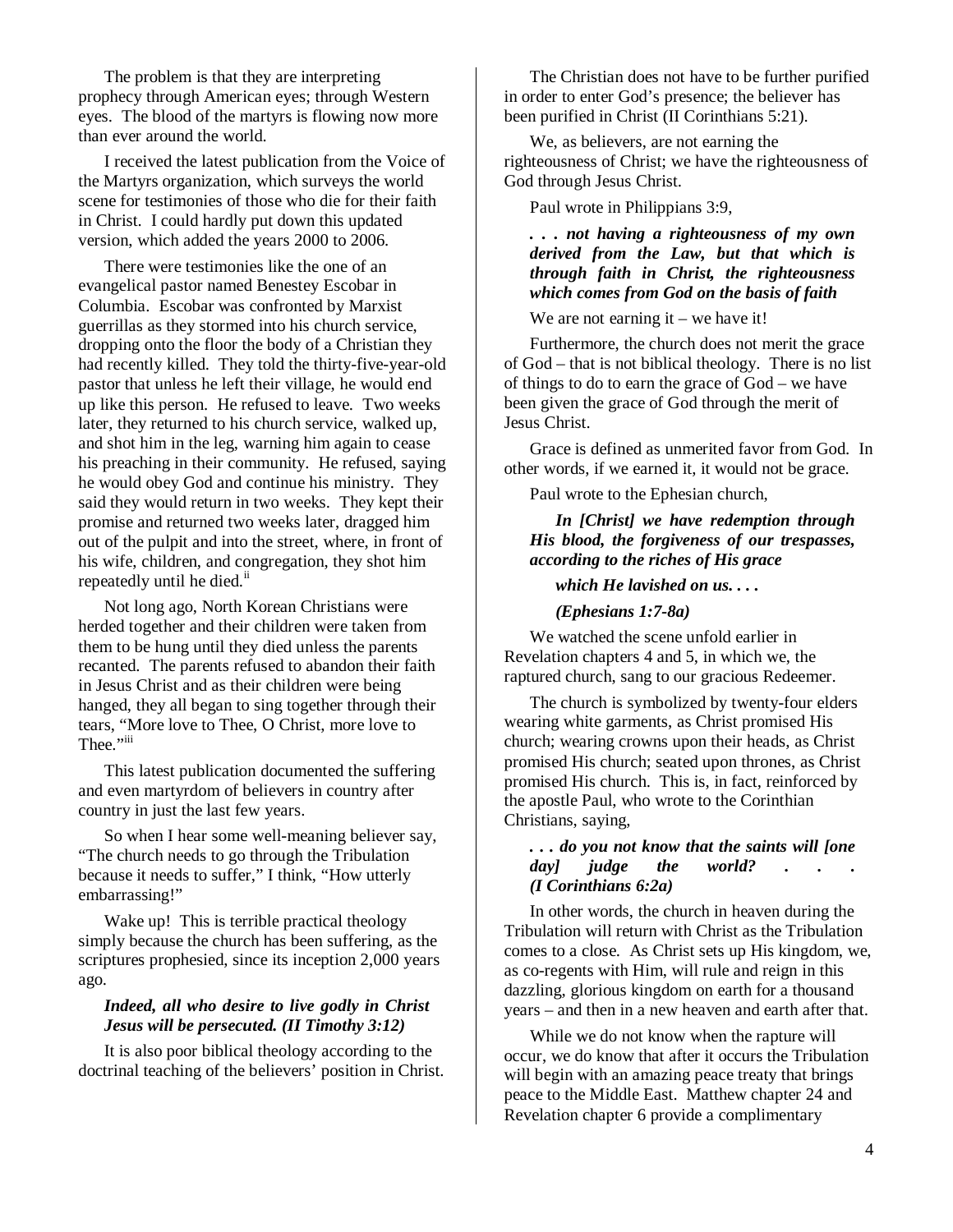The problem is that they are interpreting prophecy through American eyes; through Western eyes. The blood of the martyrs is flowing now more than ever around the world.

I received the latest publication from the Voice of the Martyrs organization, which surveys the world scene for testimonies of those who die for their faith in Christ. I could hardly put down this updated version, which added the years 2000 to 2006.

There were testimonies like the one of an evangelical pastor named Benestey Escobar in Columbia. Escobar was confronted by Marxist guerrillas as they stormed into his church service, dropping onto the floor the body of a Christian they had recently killed. They told the thirty-five-year-old pastor that unless he left their village, he would end up like this person. He refused to leave. Two weeks later, they returned to his church service, walked up, and shot him in the leg, warning him again to cease his preaching in their community. He refused, saying he would obey God and continue his ministry. They said they would return in two weeks. They kept their promise and returned two weeks later, dragged him out of the pulpit and into the street, where, in front of his wife, children, and congregation, they shot him repeatedly until he died.[ii]

Not long ago, North Korean Christians were herded together and their children were taken from them to be hung until they died unless the parents recanted. The parents refused to abandon their faith in Jesus Christ and as their children were being hanged, they all began to sing together through their tears, "More love to Thee, O Christ, more love to Thee."[iii]

This latest publication documented the suffering and even martyrdom of believers in country after country in just the last few years.

So when I hear some well-meaning believer say, "The church needs to go through the Tribulation because it needs to suffer," I think, "How utterly embarrassing!"

Wake up! This is terrible practical theology simply because the church has been suffering, as the scriptures prophesied, since its inception 2,000 years ago.

> ***Indeed, all who desire to live godly in Christ Jesus will be persecuted. (II Timothy 3:12)***

It is also poor biblical theology according to the doctrinal teaching of the believers' position in Christ.

The Christian does not have to be further purified in order to enter God's presence; the believer has been purified in Christ (II Corinthians 5:21).

We, as believers, are not earning the righteousness of Christ; we have the righteousness of God through Jesus Christ.

Paul wrote in Philippians 3:9,

> ***. . . not having a righteousness of my own derived from the Law, but that which is through faith in Christ, the righteousness which comes from God on the basis of faith***

We are not earning it – we have it!

Furthermore, the church does not merit the grace of God – that is not biblical theology. There is no list of things to do to earn the grace of God – we have been given the grace of God through the merit of Jesus Christ.

Grace is defined as unmerited favor from God. In other words, if we earned it, it would not be grace.

Paul wrote to the Ephesian church,

> ***In [Christ] we have redemption through His blood, the forgiveness of our trespasses, according to the riches of His grace***
>
> ***which He lavished on us. . . .***
>
> ***(Ephesians 1:7-8a)***

We watched the scene unfold earlier in Revelation chapters 4 and 5, in which we, the raptured church, sang to our gracious Redeemer.

The church is symbolized by twenty-four elders wearing white garments, as Christ promised His church; wearing crowns upon their heads, as Christ promised His church; seated upon thrones, as Christ promised His church. This is, in fact, reinforced by the apostle Paul, who wrote to the Corinthian Christians, saying,

> ***. . . do you not know that the saints will [one day] judge the world? . . . (I Corinthians 6:2a)***

In other words, the church in heaven during the Tribulation will return with Christ as the Tribulation comes to a close. As Christ sets up His kingdom, we, as co-regents with Him, will rule and reign in this dazzling, glorious kingdom on earth for a thousand years – and then in a new heaven and earth after that.

While we do not know when the rapture will occur, we do know that after it occurs the Tribulation will begin with an amazing peace treaty that brings peace to the Middle East. Matthew chapter 24 and Revelation chapter 6 provide a complimentary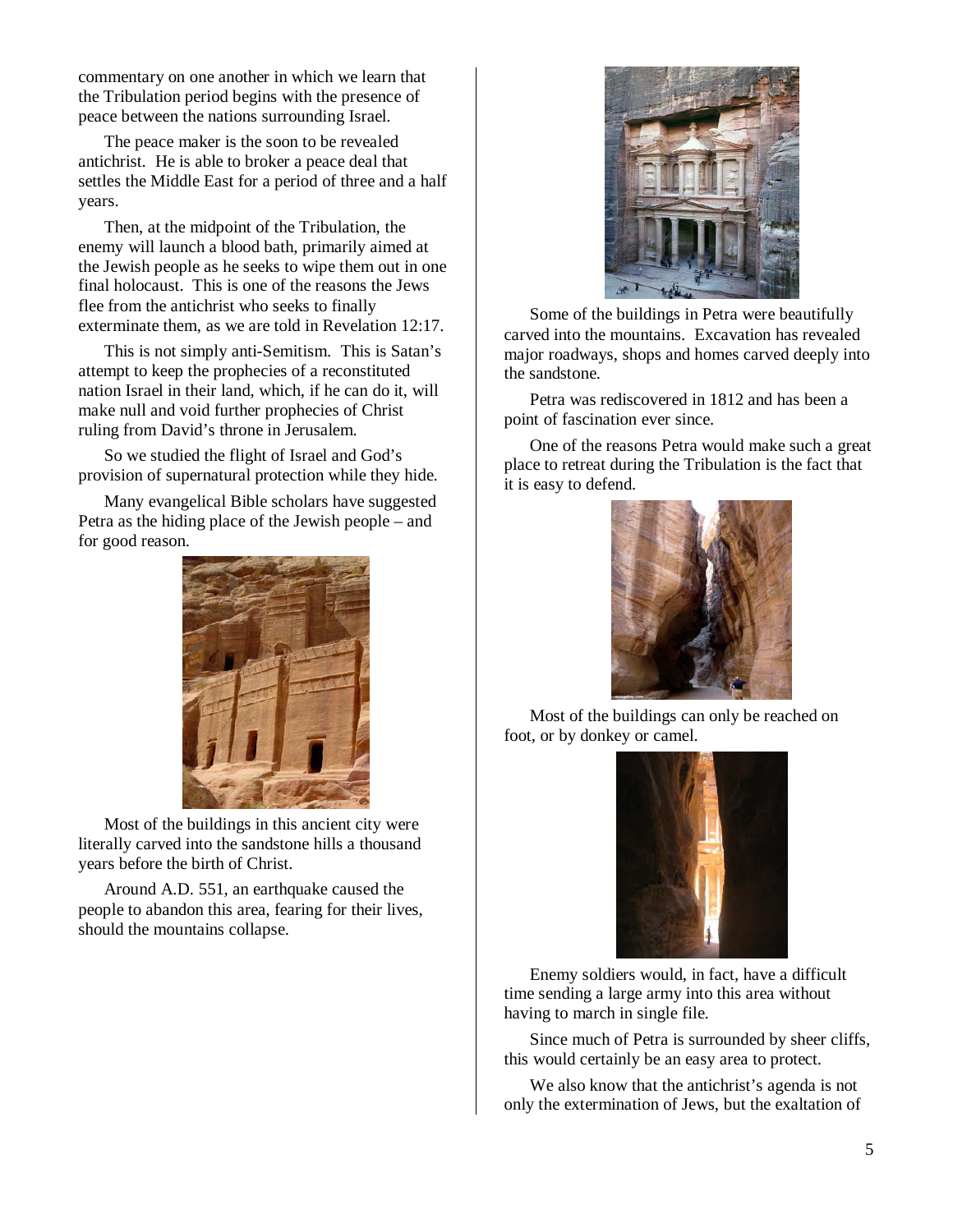commentary on one another in which we learn that the Tribulation period begins with the presence of peace between the nations surrounding Israel.

The peace maker is the soon to be revealed antichrist. He is able to broker a peace deal that settles the Middle East for a period of three and a half years.

Then, at the midpoint of the Tribulation, the enemy will launch a blood bath, primarily aimed at the Jewish people as he seeks to wipe them out in one final holocaust. This is one of the reasons the Jews flee from the antichrist who seeks to finally exterminate them, as we are told in Revelation 12:17.

This is not simply anti-Semitism. This is Satan's attempt to keep the prophecies of a reconstituted nation Israel in their land, which, if he can do it, will make null and void further prophecies of Christ ruling from David's throne in Jerusalem.

So we studied the flight of Israel and God's provision of supernatural protection while they hide.

Many evangelical Bible scholars have suggested Petra as the hiding place of the Jewish people – and for good reason.

Most of the buildings in this ancient city were literally carved into the sandstone hills a thousand years before the birth of Christ.

Around A.D. 551, an earthquake caused the people to abandon this area, fearing for their lives, should the mountains collapse.

Some of the buildings in Petra were beautifully carved into the mountains. Excavation has revealed major roadways, shops and homes carved deeply into the sandstone.

Petra was rediscovered in 1812 and has been a point of fascination ever since.

One of the reasons Petra would make such a great place to retreat during the Tribulation is the fact that it is easy to defend.

Most of the buildings can only be reached on foot, or by donkey or camel.

Enemy soldiers would, in fact, have a difficult time sending a large army into this area without having to march in single file.

Since much of Petra is surrounded by sheer cliffs, this would certainly be an easy area to protect.

We also know that the antichrist's agenda is not only the extermination of Jews, but the exaltation of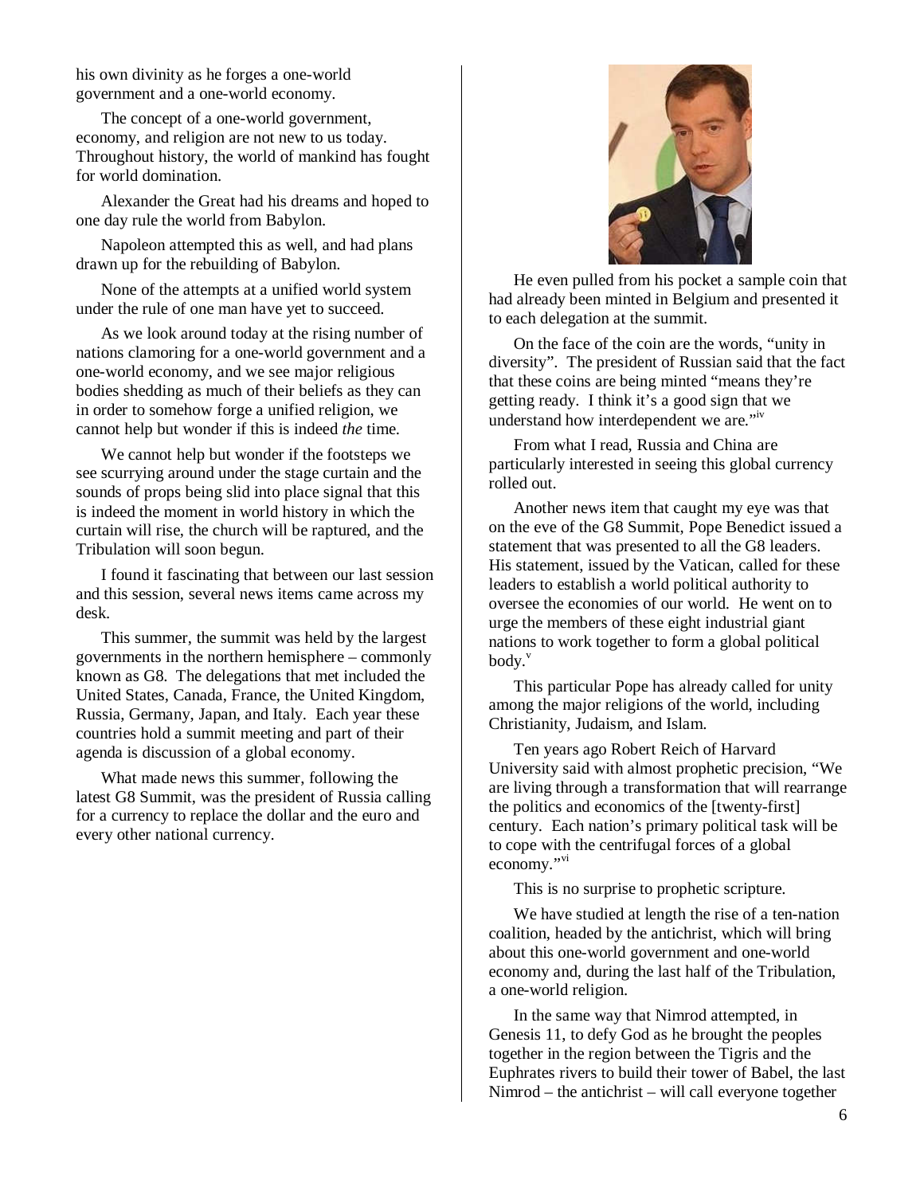his own divinity as he forges a one-world government and a one-world economy.

The concept of a one-world government, economy, and religion are not new to us today. Throughout history, the world of mankind has fought for world domination.

Alexander the Great had his dreams and hoped to one day rule the world from Babylon.

Napoleon attempted this as well, and had plans drawn up for the rebuilding of Babylon.

None of the attempts at a unified world system under the rule of one man have yet to succeed.

As we look around today at the rising number of nations clamoring for a one-world government and a one-world economy, and we see major religious bodies shedding as much of their beliefs as they can in order to somehow forge a unified religion, we cannot help but wonder if this is indeed *the* time.

We cannot help but wonder if the footsteps we see scurrying around under the stage curtain and the sounds of props being slid into place signal that this is indeed the moment in world history in which the curtain will rise, the church will be raptured, and the Tribulation will soon begun.

I found it fascinating that between our last session and this session, several news items came across my desk.

This summer, the summit was held by the largest governments in the northern hemisphere – commonly known as G8. The delegations that met included the United States, Canada, France, the United Kingdom, Russia, Germany, Japan, and Italy. Each year these countries hold a summit meeting and part of their agenda is discussion of a global economy.

What made news this summer, following the latest G8 Summit, was the president of Russia calling for a currency to replace the dollar and the euro and every other national currency.

He even pulled from his pocket a sample coin that had already been minted in Belgium and presented it to each delegation at the summit.

On the face of the coin are the words, "unity in diversity". The president of Russian said that the fact that these coins are being minted "means they're getting ready. I think it's a good sign that we understand how interdependent we are."[iv]

From what I read, Russia and China are particularly interested in seeing this global currency rolled out.

Another news item that caught my eye was that on the eve of the G8 Summit, Pope Benedict issued a statement that was presented to all the G8 leaders. His statement, issued by the Vatican, called for these leaders to establish a world political authority to oversee the economies of our world. He went on to urge the members of these eight industrial giant nations to work together to form a global political body.[v]

This particular Pope has already called for unity among the major religions of the world, including Christianity, Judaism, and Islam.

Ten years ago Robert Reich of Harvard University said with almost prophetic precision, "We are living through a transformation that will rearrange the politics and economics of the [twenty-first] century. Each nation's primary political task will be to cope with the centrifugal forces of a global economy."[vi]

This is no surprise to prophetic scripture.

We have studied at length the rise of a ten-nation coalition, headed by the antichrist, which will bring about this one-world government and one-world economy and, during the last half of the Tribulation, a one-world religion.

In the same way that Nimrod attempted, in Genesis 11, to defy God as he brought the peoples together in the region between the Tigris and the Euphrates rivers to build their tower of Babel, the last Nimrod – the antichrist – will call everyone together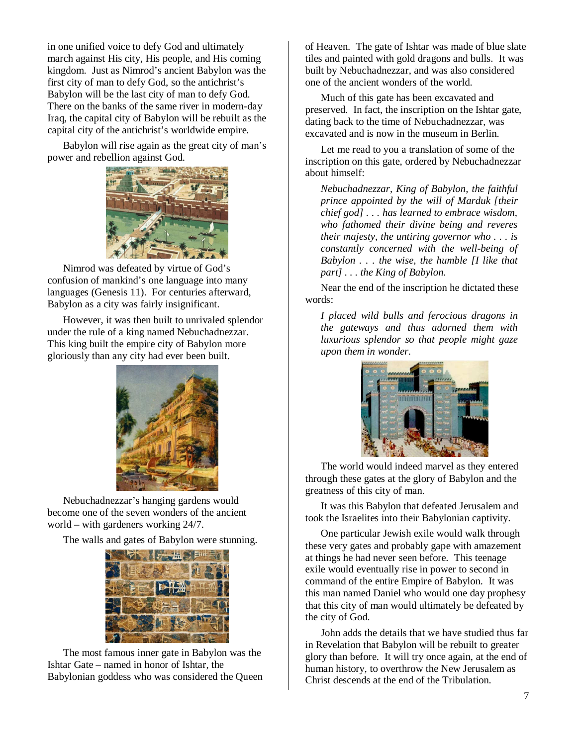in one unified voice to defy God and ultimately march against His city, His people, and His coming kingdom. Just as Nimrod's ancient Babylon was the first city of man to defy God, so the antichrist's Babylon will be the last city of man to defy God. There on the banks of the same river in modern-day Iraq, the capital city of Babylon will be rebuilt as the capital city of the antichrist's worldwide empire.

Babylon will rise again as the great city of man's power and rebellion against God.

Nimrod was defeated by virtue of God's confusion of mankind's one language into many languages (Genesis 11). For centuries afterward, Babylon as a city was fairly insignificant.

However, it was then built to unrivaled splendor under the rule of a king named Nebuchadnezzar. This king built the empire city of Babylon more gloriously than any city had ever been built.

Nebuchadnezzar's hanging gardens would become one of the seven wonders of the ancient world – with gardeners working 24/7.

The walls and gates of Babylon were stunning.

The most famous inner gate in Babylon was the Ishtar Gate – named in honor of Ishtar, the Babylonian goddess who was considered the Queen of Heaven. The gate of Ishtar was made of blue slate tiles and painted with gold dragons and bulls. It was built by Nebuchadnezzar, and was also considered one of the ancient wonders of the world.

Much of this gate has been excavated and preserved. In fact, the inscription on the Ishtar gate, dating back to the time of Nebuchadnezzar, was excavated and is now in the museum in Berlin.

Let me read to you a translation of some of the inscription on this gate, ordered by Nebuchadnezzar about himself:

> *Nebuchadnezzar, King of Babylon, the faithful prince appointed by the will of Marduk [their chief god] . . . has learned to embrace wisdom, who fathomed their divine being and reveres their majesty, the untiring governor who . . . is constantly concerned with the well-being of Babylon . . . the wise, the humble [I like that part] . . . the King of Babylon.*

Near the end of the inscription he dictated these words:

> *I placed wild bulls and ferocious dragons in the gateways and thus adorned them with luxurious splendor so that people might gaze upon them in wonder.*

The world would indeed marvel as they entered through these gates at the glory of Babylon and the greatness of this city of man.

It was this Babylon that defeated Jerusalem and took the Israelites into their Babylonian captivity.

One particular Jewish exile would walk through these very gates and probably gape with amazement at things he had never seen before. This teenage exile would eventually rise in power to second in command of the entire Empire of Babylon. It was this man named Daniel who would one day prophesy that this city of man would ultimately be defeated by the city of God.

John adds the details that we have studied thus far in Revelation that Babylon will be rebuilt to greater glory than before. It will try once again, at the end of human history, to overthrow the New Jerusalem as Christ descends at the end of the Tribulation.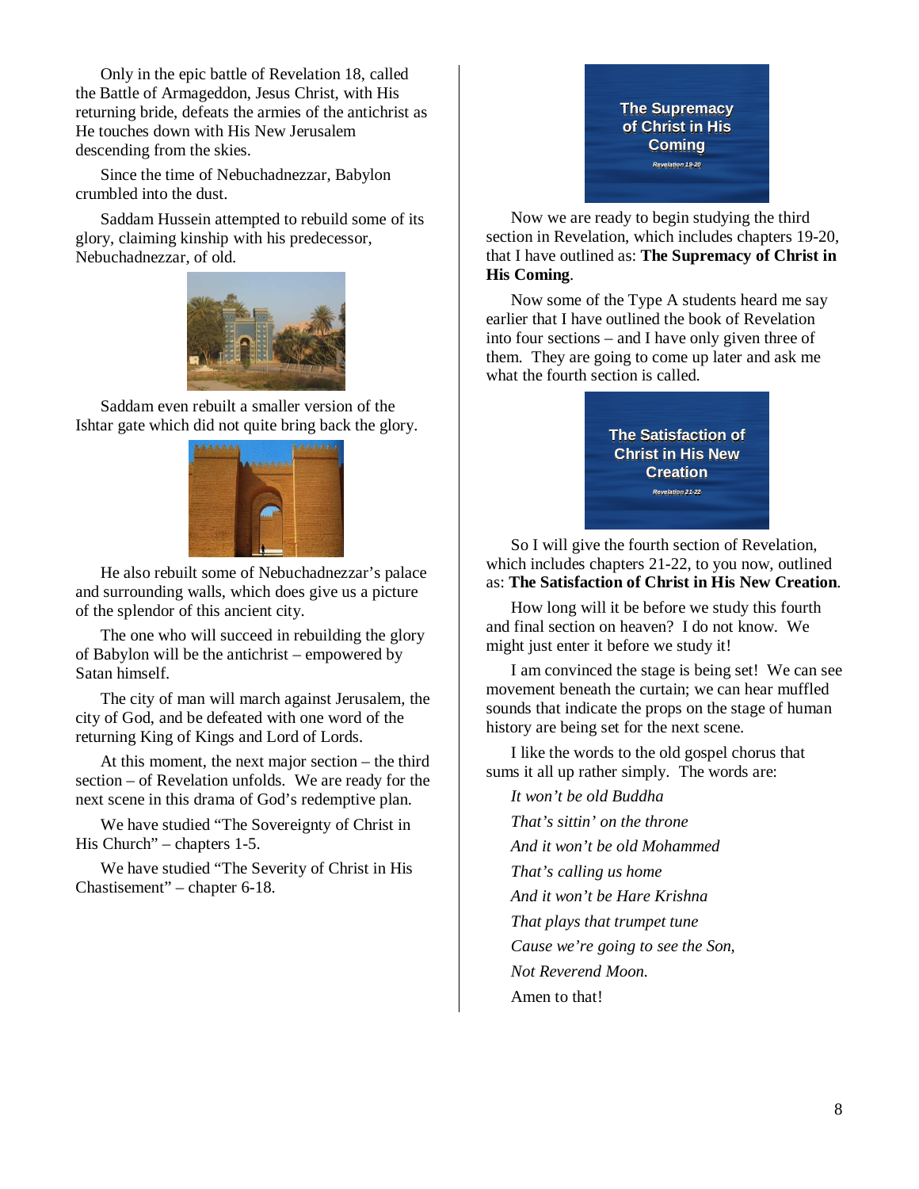Only in the epic battle of Revelation 18, called the Battle of Armageddon, Jesus Christ, with His returning bride, defeats the armies of the antichrist as He touches down with His New Jerusalem descending from the skies.

Since the time of Nebuchadnezzar, Babylon crumbled into the dust.

Saddam Hussein attempted to rebuild some of its glory, claiming kinship with his predecessor, Nebuchadnezzar, of old.

Saddam even rebuilt a smaller version of the Ishtar gate which did not quite bring back the glory.

He also rebuilt some of Nebuchadnezzar's palace and surrounding walls, which does give us a picture of the splendor of this ancient city.

The one who will succeed in rebuilding the glory of Babylon will be the antichrist – empowered by Satan himself.

The city of man will march against Jerusalem, the city of God, and be defeated with one word of the returning King of Kings and Lord of Lords.

At this moment, the next major section – the third section – of Revelation unfolds. We are ready for the next scene in this drama of God's redemptive plan.

We have studied "The Sovereignty of Christ in His Church" – chapters 1-5.

We have studied "The Severity of Christ in His Chastisement" – chapter 6-18.

**The Supremacy of Christ in His Coming**

*Revelation 19-20*

Now we are ready to begin studying the third section in Revelation, which includes chapters 19-20, that I have outlined as: **The Supremacy of Christ in His Coming**.

Now some of the Type A students heard me say earlier that I have outlined the book of Revelation into four sections – and I have only given three of them. They are going to come up later and ask me what the fourth section is called.

**The Satisfaction of Christ in His New Creation**

*Revelation 21-22*

So I will give the fourth section of Revelation, which includes chapters 21-22, to you now, outlined as: **The Satisfaction of Christ in His New Creation**.

How long will it be before we study this fourth and final section on heaven? I do not know. We might just enter it before we study it!

I am convinced the stage is being set! We can see movement beneath the curtain; we can hear muffled sounds that indicate the props on the stage of human history are being set for the next scene.

I like the words to the old gospel chorus that sums it all up rather simply. The words are:

*It won't be old Buddha*
*That's sittin' on the throne*
*And it won't be old Mohammed*
*That's calling us home*
*And it won't be Hare Krishna*
*That plays that trumpet tune*
*Cause we're going to see the Son,*
*Not Reverend Moon.*

Amen to that!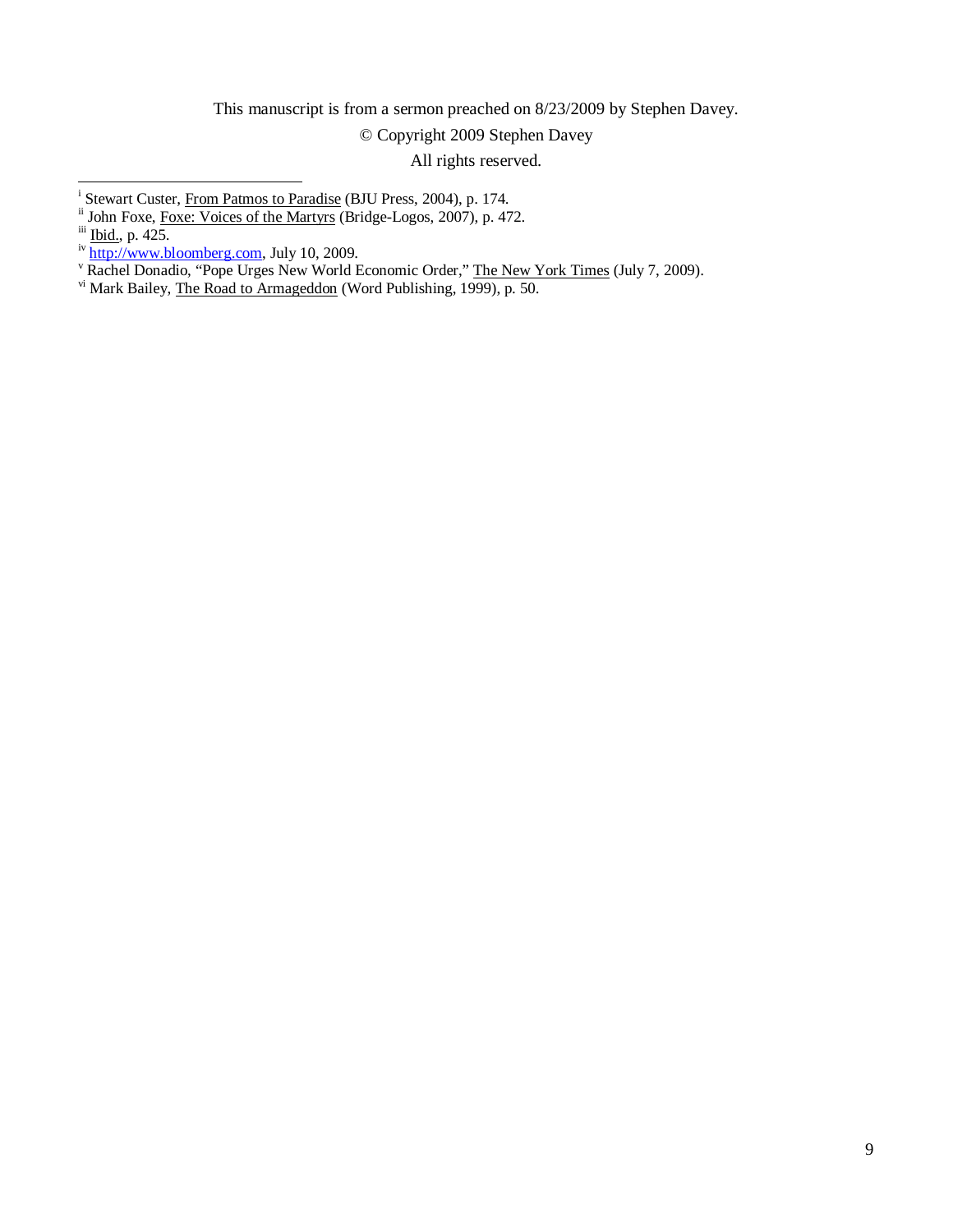This manuscript is from a sermon preached on 8/23/2009 by Stephen Davey.

© Copyright 2009 Stephen Davey

All rights reserved.

---

[i] Stewart Custer, From Patmos to Paradise (BJU Press, 2004), p. 174.

[ii] John Foxe, Foxe: Voices of the Martyrs (Bridge-Logos, 2007), p. 472.

[iii] Ibid., p. 425.

[iv] http://www.bloomberg.com, July 10, 2009.

[v] Rachel Donadio, "Pope Urges New World Economic Order," The New York Times (July 7, 2009).

[vi] Mark Bailey, The Road to Armageddon (Word Publishing, 1999), p. 50.